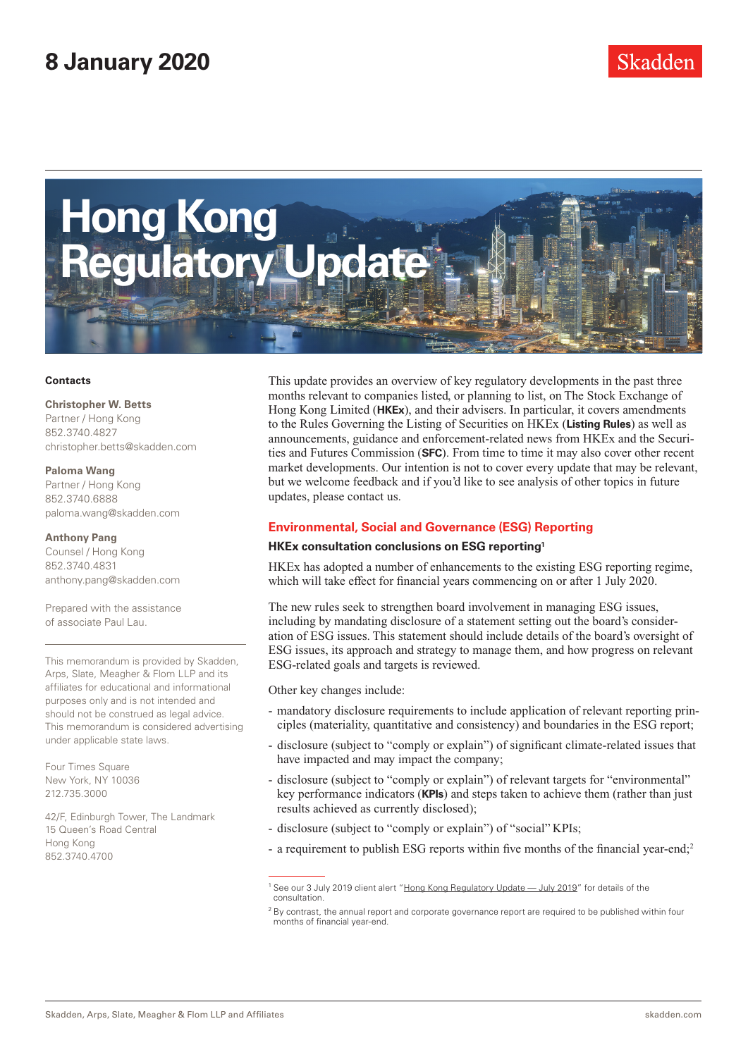8 January 2020

# Hong Kong Regulatory Update

**Contacts**

**Christopher W. Betts**
Partner / Hong Kong
852.3740.4827
christopher.betts@skadden.com

**Paloma Wang**
Partner / Hong Kong
852.3740.6888
paloma.wang@skadden.com

**Anthony Pang**
Counsel / Hong Kong
852.3740.4831
anthony.pang@skadden.com

Prepared with the assistance of associate Paul Lau.

This memorandum is provided by Skadden, Arps, Slate, Meagher & Flom LLP and its affiliates for educational and informational purposes only and is not intended and should not be construed as legal advice. This memorandum is considered advertising under applicable state laws.

Four Times Square
New York, NY 10036
212.735.3000

42/F, Edinburgh Tower, The Landmark
15 Queen's Road Central
Hong Kong
852.3740.4700

This update provides an overview of key regulatory developments in the past three months relevant to companies listed, or planning to list, on The Stock Exchange of Hong Kong Limited (**HKEx**), and their advisers. In particular, it covers amendments to the Rules Governing the Listing of Securities on HKEx (**Listing Rules**) as well as announcements, guidance and enforcement-related news from HKEx and the Securities and Futures Commission (**SFC**). From time to time it may also cover other recent market developments. Our intention is not to cover every update that may be relevant, but we welcome feedback and if you'd like to see analysis of other topics in future updates, please contact us.

## Environmental, Social and Governance (ESG) Reporting

### HKEx consultation conclusions on ESG reporting[1]

HKEx has adopted a number of enhancements to the existing ESG reporting regime, which will take effect for financial years commencing on or after 1 July 2020.

The new rules seek to strengthen board involvement in managing ESG issues, including by mandating disclosure of a statement setting out the board's consideration of ESG issues. This statement should include details of the board's oversight of ESG issues, its approach and strategy to manage them, and how progress on relevant ESG-related goals and targets is reviewed.

Other key changes include:

- mandatory disclosure requirements to include application of relevant reporting principles (materiality, quantitative and consistency) and boundaries in the ESG report;
- disclosure (subject to "comply or explain") of significant climate-related issues that have impacted and may impact the company;
- disclosure (subject to "comply or explain") of relevant targets for "environmental" key performance indicators (**KPIs**) and steps taken to achieve them (rather than just results achieved as currently disclosed);
- disclosure (subject to "comply or explain") of "social" KPIs;
- a requirement to publish ESG reports within five months of the financial year-end;[2]

[1] See our 3 July 2019 client alert "Hong Kong Regulatory Update — July 2019" for details of the consultation.

[2] By contrast, the annual report and corporate governance report are required to be published within four months of financial year-end.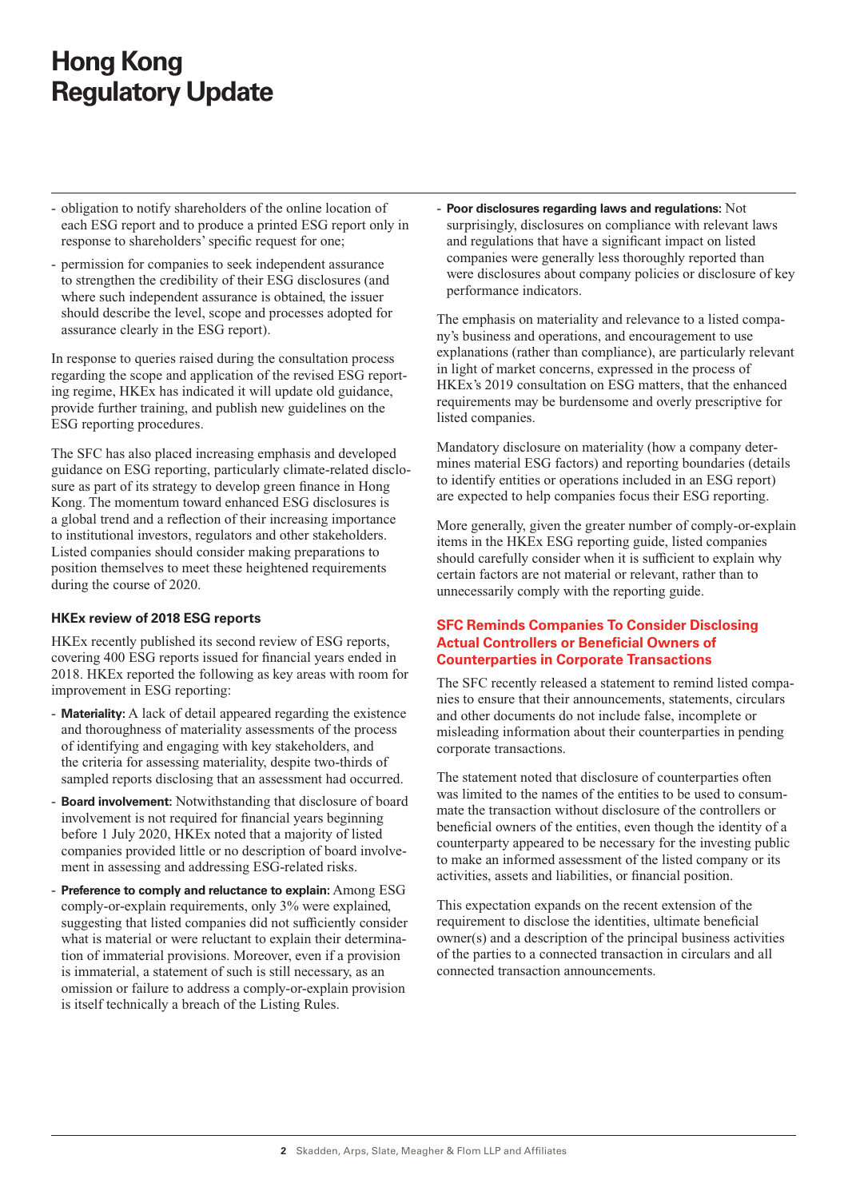- obligation to notify shareholders of the online location of each ESG report and to produce a printed ESG report only in response to shareholders' specific request for one;
- permission for companies to seek independent assurance to strengthen the credibility of their ESG disclosures (and where such independent assurance is obtained, the issuer should describe the level, scope and processes adopted for assurance clearly in the ESG report).

In response to queries raised during the consultation process regarding the scope and application of the revised ESG reporting regime, HKEx has indicated it will update old guidance, provide further training, and publish new guidelines on the ESG reporting procedures.

The SFC has also placed increasing emphasis and developed guidance on ESG reporting, particularly climate-related disclosure as part of its strategy to develop green finance in Hong Kong. The momentum toward enhanced ESG disclosures is a global trend and a reflection of their increasing importance to institutional investors, regulators and other stakeholders. Listed companies should consider making preparations to position themselves to meet these heightened requirements during the course of 2020.

### HKEx review of 2018 ESG reports

HKEx recently published its second review of ESG reports, covering 400 ESG reports issued for financial years ended in 2018. HKEx reported the following as key areas with room for improvement in ESG reporting:

- **Materiality:** A lack of detail appeared regarding the existence and thoroughness of materiality assessments of the process of identifying and engaging with key stakeholders, and the criteria for assessing materiality, despite two-thirds of sampled reports disclosing that an assessment had occurred.
- **Board involvement:** Notwithstanding that disclosure of board involvement is not required for financial years beginning before 1 July 2020, HKEx noted that a majority of listed companies provided little or no description of board involvement in assessing and addressing ESG-related risks.
- **Preference to comply and reluctance to explain:** Among ESG comply-or-explain requirements, only 3% were explained, suggesting that listed companies did not sufficiently consider what is material or were reluctant to explain their determination of immaterial provisions. Moreover, even if a provision is immaterial, a statement of such is still necessary, as an omission or failure to address a comply-or-explain provision is itself technically a breach of the Listing Rules.
- **Poor disclosures regarding laws and regulations:** Not surprisingly, disclosures on compliance with relevant laws and regulations that have a significant impact on listed companies were generally less thoroughly reported than were disclosures about company policies or disclosure of key performance indicators.

The emphasis on materiality and relevance to a listed company's business and operations, and encouragement to use explanations (rather than compliance), are particularly relevant in light of market concerns, expressed in the process of HKEx's 2019 consultation on ESG matters, that the enhanced requirements may be burdensome and overly prescriptive for listed companies.

Mandatory disclosure on materiality (how a company determines material ESG factors) and reporting boundaries (details to identify entities or operations included in an ESG report) are expected to help companies focus their ESG reporting.

More generally, given the greater number of comply-or-explain items in the HKEx ESG reporting guide, listed companies should carefully consider when it is sufficient to explain why certain factors are not material or relevant, rather than to unnecessarily comply with the reporting guide.

## SFC Reminds Companies To Consider Disclosing Actual Controllers or Beneficial Owners of Counterparties in Corporate Transactions

The SFC recently released a statement to remind listed companies to ensure that their announcements, statements, circulars and other documents do not include false, incomplete or misleading information about their counterparties in pending corporate transactions.

The statement noted that disclosure of counterparties often was limited to the names of the entities to be used to consummate the transaction without disclosure of the controllers or beneficial owners of the entities, even though the identity of a counterparty appeared to be necessary for the investing public to make an informed assessment of the listed company or its activities, assets and liabilities, or financial position.

This expectation expands on the recent extension of the requirement to disclose the identities, ultimate beneficial owner(s) and a description of the principal business activities of the parties to a connected transaction in circulars and all connected transaction announcements.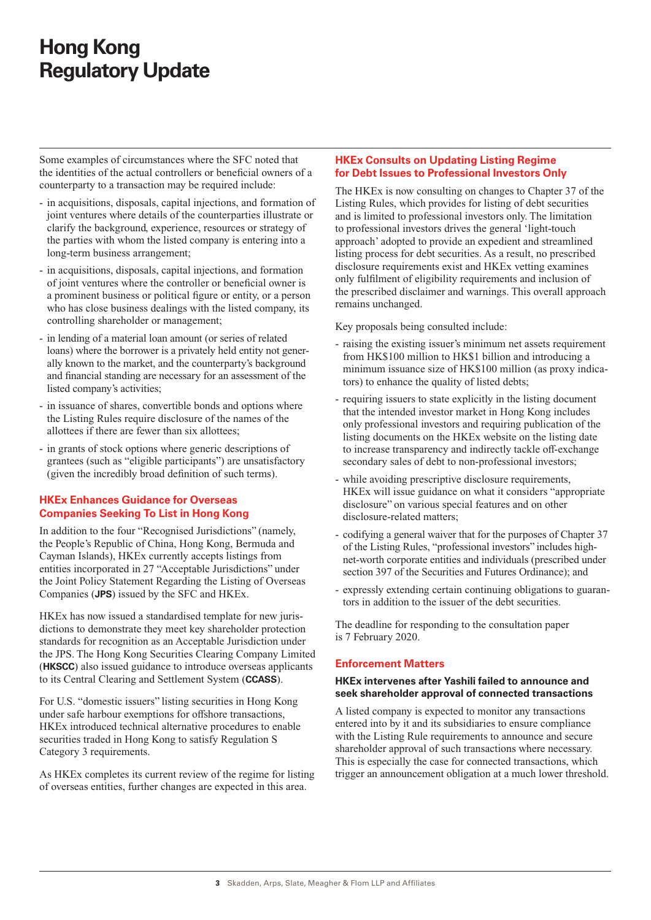Some examples of circumstances where the SFC noted that the identities of the actual controllers or beneficial owners of a counterparty to a transaction may be required include:

- in acquisitions, disposals, capital injections, and formation of joint ventures where details of the counterparties illustrate or clarify the background, experience, resources or strategy of the parties with whom the listed company is entering into a long-term business arrangement;
- in acquisitions, disposals, capital injections, and formation of joint ventures where the controller or beneficial owner is a prominent business or political figure or entity, or a person who has close business dealings with the listed company, its controlling shareholder or management;
- in lending of a material loan amount (or series of related loans) where the borrower is a privately held entity not generally known to the market, and the counterparty's background and financial standing are necessary for an assessment of the listed company's activities;
- in issuance of shares, convertible bonds and options where the Listing Rules require disclosure of the names of the allottees if there are fewer than six allottees;
- in grants of stock options where generic descriptions of grantees (such as "eligible participants") are unsatisfactory (given the incredibly broad definition of such terms).

## HKEx Enhances Guidance for Overseas Companies Seeking To List in Hong Kong

In addition to the four "Recognised Jurisdictions" (namely, the People's Republic of China, Hong Kong, Bermuda and Cayman Islands), HKEx currently accepts listings from entities incorporated in 27 "Acceptable Jurisdictions" under the Joint Policy Statement Regarding the Listing of Overseas Companies (**JPS**) issued by the SFC and HKEx.

HKEx has now issued a standardised template for new jurisdictions to demonstrate they meet key shareholder protection standards for recognition as an Acceptable Jurisdiction under the JPS. The Hong Kong Securities Clearing Company Limited (**HKSCC**) also issued guidance to introduce overseas applicants to its Central Clearing and Settlement System (**CCASS**).

For U.S. "domestic issuers" listing securities in Hong Kong under safe harbour exemptions for offshore transactions, HKEx introduced technical alternative procedures to enable securities traded in Hong Kong to satisfy Regulation S Category 3 requirements.

As HKEx completes its current review of the regime for listing of overseas entities, further changes are expected in this area.

## HKEx Consults on Updating Listing Regime for Debt Issues to Professional Investors Only

The HKEx is now consulting on changes to Chapter 37 of the Listing Rules, which provides for listing of debt securities and is limited to professional investors only. The limitation to professional investors drives the general 'light-touch approach' adopted to provide an expedient and streamlined listing process for debt securities. As a result, no prescribed disclosure requirements exist and HKEx vetting examines only fulfilment of eligibility requirements and inclusion of the prescribed disclaimer and warnings. This overall approach remains unchanged.

Key proposals being consulted include:

- raising the existing issuer's minimum net assets requirement from HK$100 million to HK$1 billion and introducing a minimum issuance size of HK$100 million (as proxy indicators) to enhance the quality of listed debts;
- requiring issuers to state explicitly in the listing document that the intended investor market in Hong Kong includes only professional investors and requiring publication of the listing documents on the HKEx website on the listing date to increase transparency and indirectly tackle off-exchange secondary sales of debt to non-professional investors;
- while avoiding prescriptive disclosure requirements, HKEx will issue guidance on what it considers "appropriate disclosure" on various special features and on other disclosure-related matters;
- codifying a general waiver that for the purposes of Chapter 37 of the Listing Rules, "professional investors" includes high-net-worth corporate entities and individuals (prescribed under section 397 of the Securities and Futures Ordinance); and
- expressly extending certain continuing obligations to guarantors in addition to the issuer of the debt securities.

The deadline for responding to the consultation paper is 7 February 2020.

## Enforcement Matters

### HKEx intervenes after Yashili failed to announce and seek shareholder approval of connected transactions

A listed company is expected to monitor any transactions entered into by it and its subsidiaries to ensure compliance with the Listing Rule requirements to announce and secure shareholder approval of such transactions where necessary. This is especially the case for connected transactions, which trigger an announcement obligation at a much lower threshold.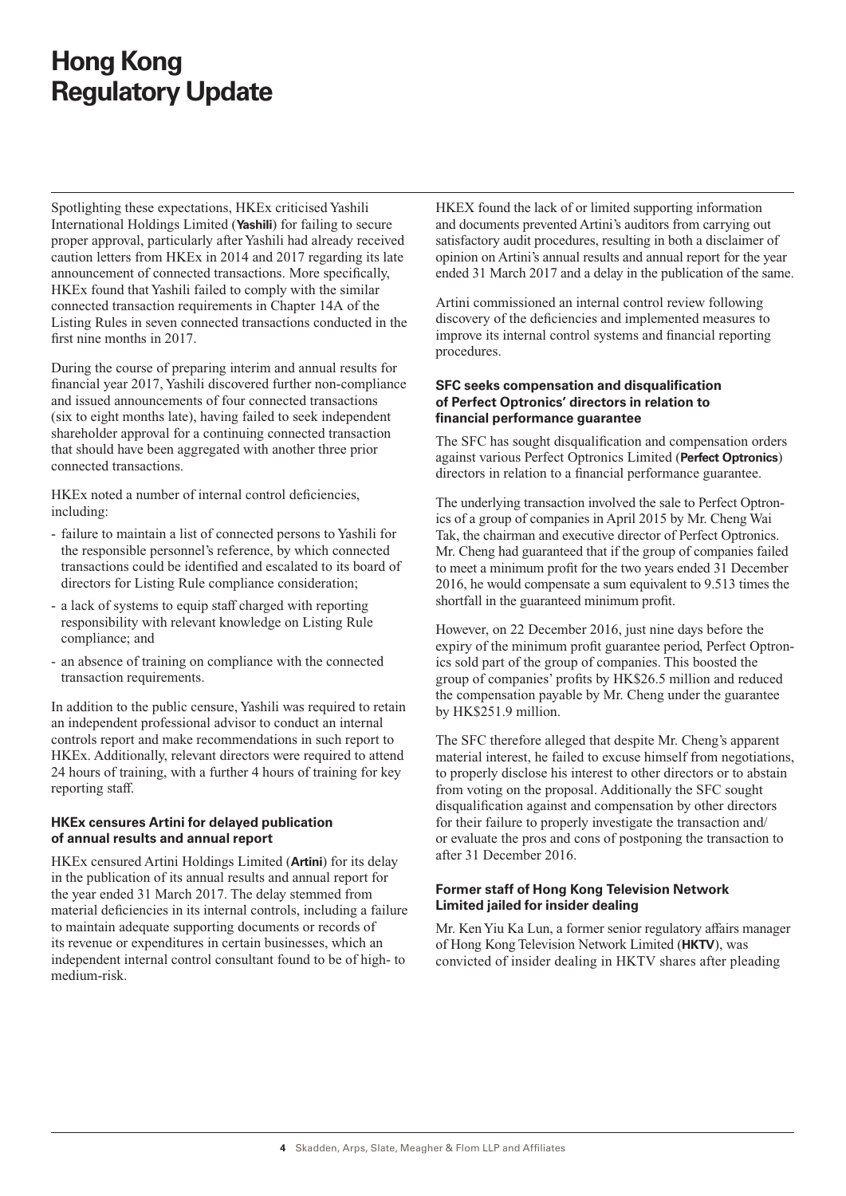Spotlighting these expectations, HKEx criticised Yashili International Holdings Limited (**Yashili**) for failing to secure proper approval, particularly after Yashili had already received caution letters from HKEx in 2014 and 2017 regarding its late announcement of connected transactions. More specifically, HKEx found that Yashili failed to comply with the similar connected transaction requirements in Chapter 14A of the Listing Rules in seven connected transactions conducted in the first nine months in 2017.

During the course of preparing interim and annual results for financial year 2017, Yashili discovered further non-compliance and issued announcements of four connected transactions (six to eight months late), having failed to seek independent shareholder approval for a continuing connected transaction that should have been aggregated with another three prior connected transactions.

HKEx noted a number of internal control deficiencies, including:

- failure to maintain a list of connected persons to Yashili for the responsible personnel's reference, by which connected transactions could be identified and escalated to its board of directors for Listing Rule compliance consideration;
- a lack of systems to equip staff charged with reporting responsibility with relevant knowledge on Listing Rule compliance; and
- an absence of training on compliance with the connected transaction requirements.

In addition to the public censure, Yashili was required to retain an independent professional advisor to conduct an internal controls report and make recommendations in such report to HKEx. Additionally, relevant directors were required to attend 24 hours of training, with a further 4 hours of training for key reporting staff.

#### HKEx censures Artini for delayed publication of annual results and annual report

HKEx censured Artini Holdings Limited (**Artini**) for its delay in the publication of its annual results and annual report for the year ended 31 March 2017. The delay stemmed from material deficiencies in its internal controls, including a failure to maintain adequate supporting documents or records of its revenue or expenditures in certain businesses, which an independent internal control consultant found to be of high- to medium-risk.

HKEX found the lack of or limited supporting information and documents prevented Artini's auditors from carrying out satisfactory audit procedures, resulting in both a disclaimer of opinion on Artini's annual results and annual report for the year ended 31 March 2017 and a delay in the publication of the same.

Artini commissioned an internal control review following discovery of the deficiencies and implemented measures to improve its internal control systems and financial reporting procedures.

#### SFC seeks compensation and disqualification of Perfect Optronics' directors in relation to financial performance guarantee

The SFC has sought disqualification and compensation orders against various Perfect Optronics Limited (**Perfect Optronics**) directors in relation to a financial performance guarantee.

The underlying transaction involved the sale to Perfect Optronics of a group of companies in April 2015 by Mr. Cheng Wai Tak, the chairman and executive director of Perfect Optronics. Mr. Cheng had guaranteed that if the group of companies failed to meet a minimum profit for the two years ended 31 December 2016, he would compensate a sum equivalent to 9.513 times the shortfall in the guaranteed minimum profit.

However, on 22 December 2016, just nine days before the expiry of the minimum profit guarantee period, Perfect Optronics sold part of the group of companies. This boosted the group of companies' profits by HK$26.5 million and reduced the compensation payable by Mr. Cheng under the guarantee by HK$251.9 million.

The SFC therefore alleged that despite Mr. Cheng's apparent material interest, he failed to excuse himself from negotiations, to properly disclose his interest to other directors or to abstain from voting on the proposal. Additionally the SFC sought disqualification against and compensation by other directors for their failure to properly investigate the transaction and/or evaluate the pros and cons of postponing the transaction to after 31 December 2016.

#### Former staff of Hong Kong Television Network Limited jailed for insider dealing

Mr. Ken Yiu Ka Lun, a former senior regulatory affairs manager of Hong Kong Television Network Limited (**HKTV**), was convicted of insider dealing in HKTV shares after pleading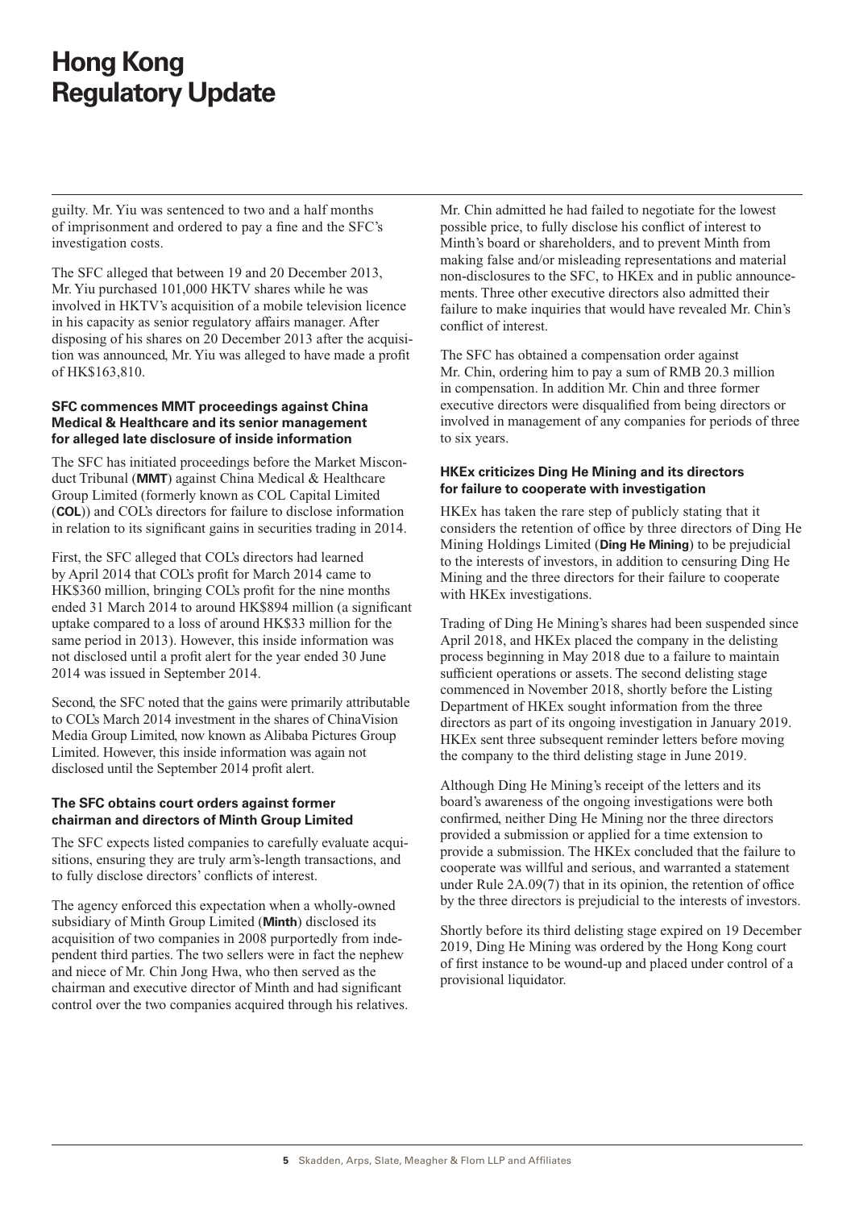guilty. Mr. Yiu was sentenced to two and a half months of imprisonment and ordered to pay a fine and the SFC's investigation costs.

The SFC alleged that between 19 and 20 December 2013, Mr. Yiu purchased 101,000 HKTV shares while he was involved in HKTV's acquisition of a mobile television licence in his capacity as senior regulatory affairs manager. After disposing of his shares on 20 December 2013 after the acquisition was announced, Mr. Yiu was alleged to have made a profit of HK$163,810.

#### SFC commences MMT proceedings against China Medical & Healthcare and its senior management for alleged late disclosure of inside information

The SFC has initiated proceedings before the Market Misconduct Tribunal (**MMT**) against China Medical & Healthcare Group Limited (formerly known as COL Capital Limited (**COL**)) and COL's directors for failure to disclose information in relation to its significant gains in securities trading in 2014.

First, the SFC alleged that COL's directors had learned by April 2014 that COL's profit for March 2014 came to HK$360 million, bringing COL's profit for the nine months ended 31 March 2014 to around HK$894 million (a significant uptake compared to a loss of around HK$33 million for the same period in 2013). However, this inside information was not disclosed until a profit alert for the year ended 30 June 2014 was issued in September 2014.

Second, the SFC noted that the gains were primarily attributable to COL's March 2014 investment in the shares of ChinaVision Media Group Limited, now known as Alibaba Pictures Group Limited. However, this inside information was again not disclosed until the September 2014 profit alert.

#### The SFC obtains court orders against former chairman and directors of Minth Group Limited

The SFC expects listed companies to carefully evaluate acquisitions, ensuring they are truly arm's-length transactions, and to fully disclose directors' conflicts of interest.

The agency enforced this expectation when a wholly-owned subsidiary of Minth Group Limited (**Minth**) disclosed its acquisition of two companies in 2008 purportedly from independent third parties. The two sellers were in fact the nephew and niece of Mr. Chin Jong Hwa, who then served as the chairman and executive director of Minth and had significant control over the two companies acquired through his relatives. Mr. Chin admitted he had failed to negotiate for the lowest possible price, to fully disclose his conflict of interest to Minth's board or shareholders, and to prevent Minth from making false and/or misleading representations and material non-disclosures to the SFC, to HKEx and in public announcements. Three other executive directors also admitted their failure to make inquiries that would have revealed Mr. Chin's conflict of interest.

The SFC has obtained a compensation order against Mr. Chin, ordering him to pay a sum of RMB 20.3 million in compensation. In addition Mr. Chin and three former executive directors were disqualified from being directors or involved in management of any companies for periods of three to six years.

#### HKEx criticizes Ding He Mining and its directors for failure to cooperate with investigation

HKEx has taken the rare step of publicly stating that it considers the retention of office by three directors of Ding He Mining Holdings Limited (**Ding He Mining**) to be prejudicial to the interests of investors, in addition to censuring Ding He Mining and the three directors for their failure to cooperate with HKEx investigations.

Trading of Ding He Mining's shares had been suspended since April 2018, and HKEx placed the company in the delisting process beginning in May 2018 due to a failure to maintain sufficient operations or assets. The second delisting stage commenced in November 2018, shortly before the Listing Department of HKEx sought information from the three directors as part of its ongoing investigation in January 2019. HKEx sent three subsequent reminder letters before moving the company to the third delisting stage in June 2019.

Although Ding He Mining's receipt of the letters and its board's awareness of the ongoing investigations were both confirmed, neither Ding He Mining nor the three directors provided a submission or applied for a time extension to provide a submission. The HKEx concluded that the failure to cooperate was willful and serious, and warranted a statement under Rule 2A.09(7) that in its opinion, the retention of office by the three directors is prejudicial to the interests of investors.

Shortly before its third delisting stage expired on 19 December 2019, Ding He Mining was ordered by the Hong Kong court of first instance to be wound-up and placed under control of a provisional liquidator.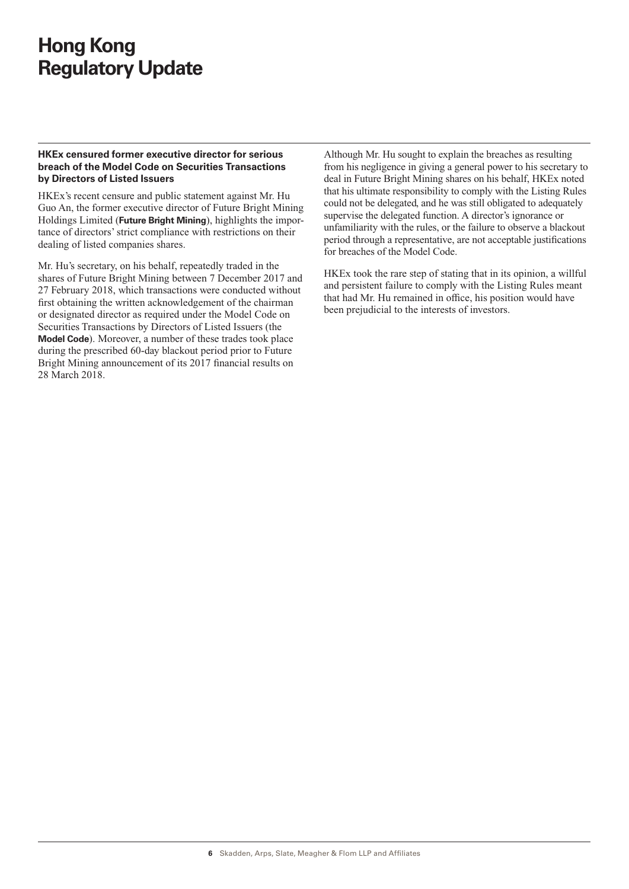# Hong Kong Regulatory Update

### HKEx censured former executive director for serious breach of the Model Code on Securities Transactions by Directors of Listed Issuers

HKEx's recent censure and public statement against Mr. Hu Guo An, the former executive director of Future Bright Mining Holdings Limited (**Future Bright Mining**), highlights the importance of directors' strict compliance with restrictions on their dealing of listed companies shares.

Mr. Hu's secretary, on his behalf, repeatedly traded in the shares of Future Bright Mining between 7 December 2017 and 27 February 2018, which transactions were conducted without first obtaining the written acknowledgement of the chairman or designated director as required under the Model Code on Securities Transactions by Directors of Listed Issuers (the **Model Code**). Moreover, a number of these trades took place during the prescribed 60-day blackout period prior to Future Bright Mining announcement of its 2017 financial results on 28 March 2018.

Although Mr. Hu sought to explain the breaches as resulting from his negligence in giving a general power to his secretary to deal in Future Bright Mining shares on his behalf, HKEx noted that his ultimate responsibility to comply with the Listing Rules could not be delegated, and he was still obligated to adequately supervise the delegated function. A director's ignorance or unfamiliarity with the rules, or the failure to observe a blackout period through a representative, are not acceptable justifications for breaches of the Model Code.

HKEx took the rare step of stating that in its opinion, a willful and persistent failure to comply with the Listing Rules meant that had Mr. Hu remained in office, his position would have been prejudicial to the interests of investors.